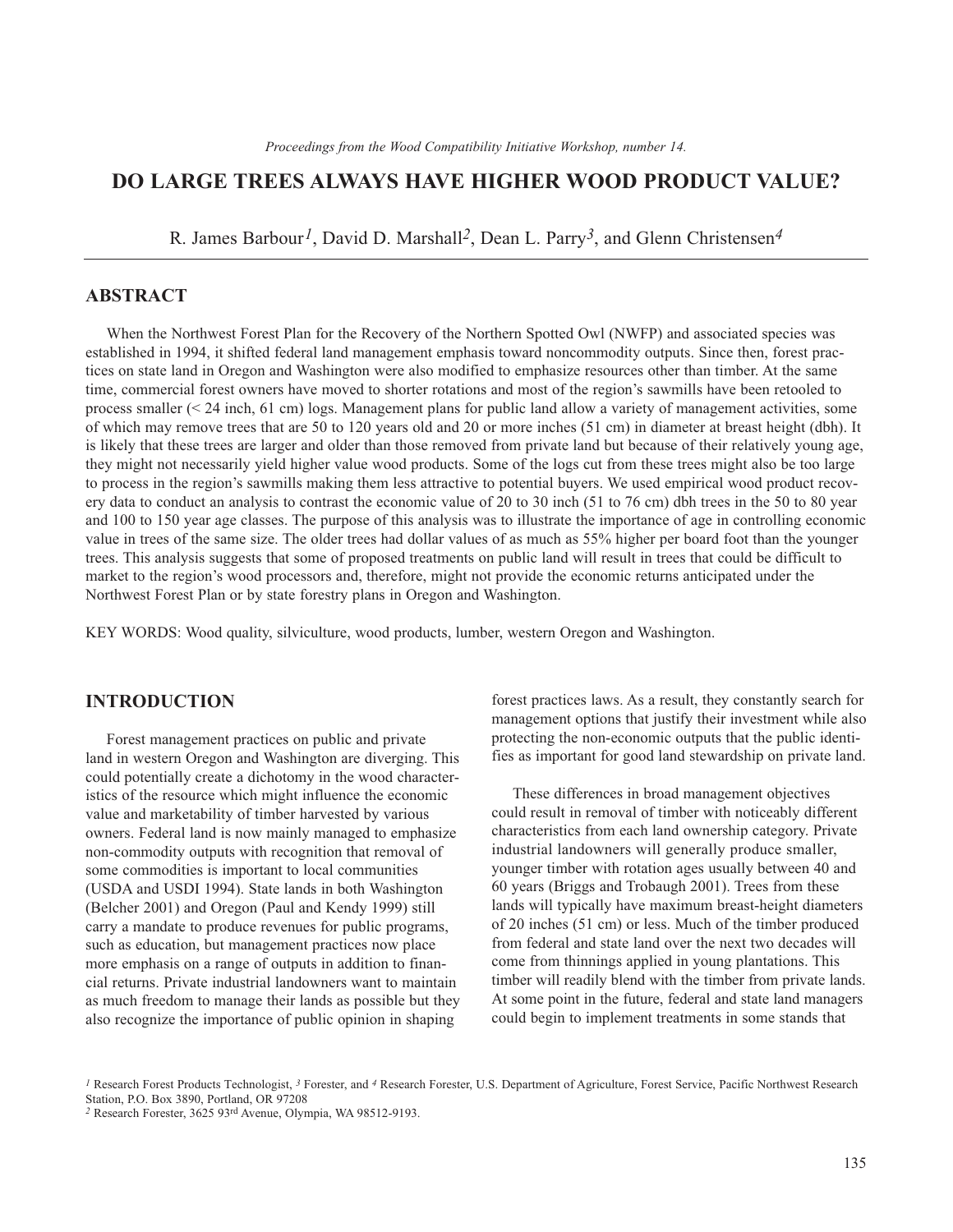*Proceedings from the Wood Compatibility Initiative Workshop, number 14.*

# DO LARGE TREES ALWAYS HAVE HIGHER WOOD PRODUCT VALUE?

R. James Barbour[1], David D. Marshall[2], Dean L. Parry[3], and Glenn Christensen[4]

## ABSTRACT

When the Northwest Forest Plan for the Recovery of the Northern Spotted Owl (NWFP) and associated species was established in 1994, it shifted federal land management emphasis toward noncommodity outputs. Since then, forest practices on state land in Oregon and Washington were also modified to emphasize resources other than timber. At the same time, commercial forest owners have moved to shorter rotations and most of the region's sawmills have been retooled to process smaller (< 24 inch, 61 cm) logs. Management plans for public land allow a variety of management activities, some of which may remove trees that are 50 to 120 years old and 20 or more inches (51 cm) in diameter at breast height (dbh). It is likely that these trees are larger and older than those removed from private land but because of their relatively young age, they might not necessarily yield higher value wood products. Some of the logs cut from these trees might also be too large to process in the region's sawmills making them less attractive to potential buyers. We used empirical wood product recovery data to conduct an analysis to contrast the economic value of 20 to 30 inch (51 to 76 cm) dbh trees in the 50 to 80 year and 100 to 150 year age classes. The purpose of this analysis was to illustrate the importance of age in controlling economic value in trees of the same size. The older trees had dollar values of as much as 55% higher per board foot than the younger trees. This analysis suggests that some of proposed treatments on public land will result in trees that could be difficult to market to the region's wood processors and, therefore, might not provide the economic returns anticipated under the Northwest Forest Plan or by state forestry plans in Oregon and Washington.

KEY WORDS: Wood quality, silviculture, wood products, lumber, western Oregon and Washington.

## INTRODUCTION

Forest management practices on public and private land in western Oregon and Washington are diverging. This could potentially create a dichotomy in the wood characteristics of the resource which might influence the economic value and marketability of timber harvested by various owners. Federal land is now mainly managed to emphasize non-commodity outputs with recognition that removal of some commodities is important to local communities (USDA and USDI 1994). State lands in both Washington (Belcher 2001) and Oregon (Paul and Kendy 1999) still carry a mandate to produce revenues for public programs, such as education, but management practices now place more emphasis on a range of outputs in addition to financial returns. Private industrial landowners want to maintain as much freedom to manage their lands as possible but they also recognize the importance of public opinion in shaping forest practices laws. As a result, they constantly search for management options that justify their investment while also protecting the non-economic outputs that the public identifies as important for good land stewardship on private land.

These differences in broad management objectives could result in removal of timber with noticeably different characteristics from each land ownership category. Private industrial landowners will generally produce smaller, younger timber with rotation ages usually between 40 and 60 years (Briggs and Trobaugh 2001). Trees from these lands will typically have maximum breast-height diameters of 20 inches (51 cm) or less. Much of the timber produced from federal and state land over the next two decades will come from thinnings applied in young plantations. This timber will readily blend with the timber from private lands. At some point in the future, federal and state land managers could begin to implement treatments in some stands that

---

[1] Research Forest Products Technologist, [3] Forester, and [4] Research Forester, U.S. Department of Agriculture, Forest Service, Pacific Northwest Research Station, P.O. Box 3890, Portland, OR 97208

[2] Research Forester, 3625 93rd Avenue, Olympia, WA 98512-9193.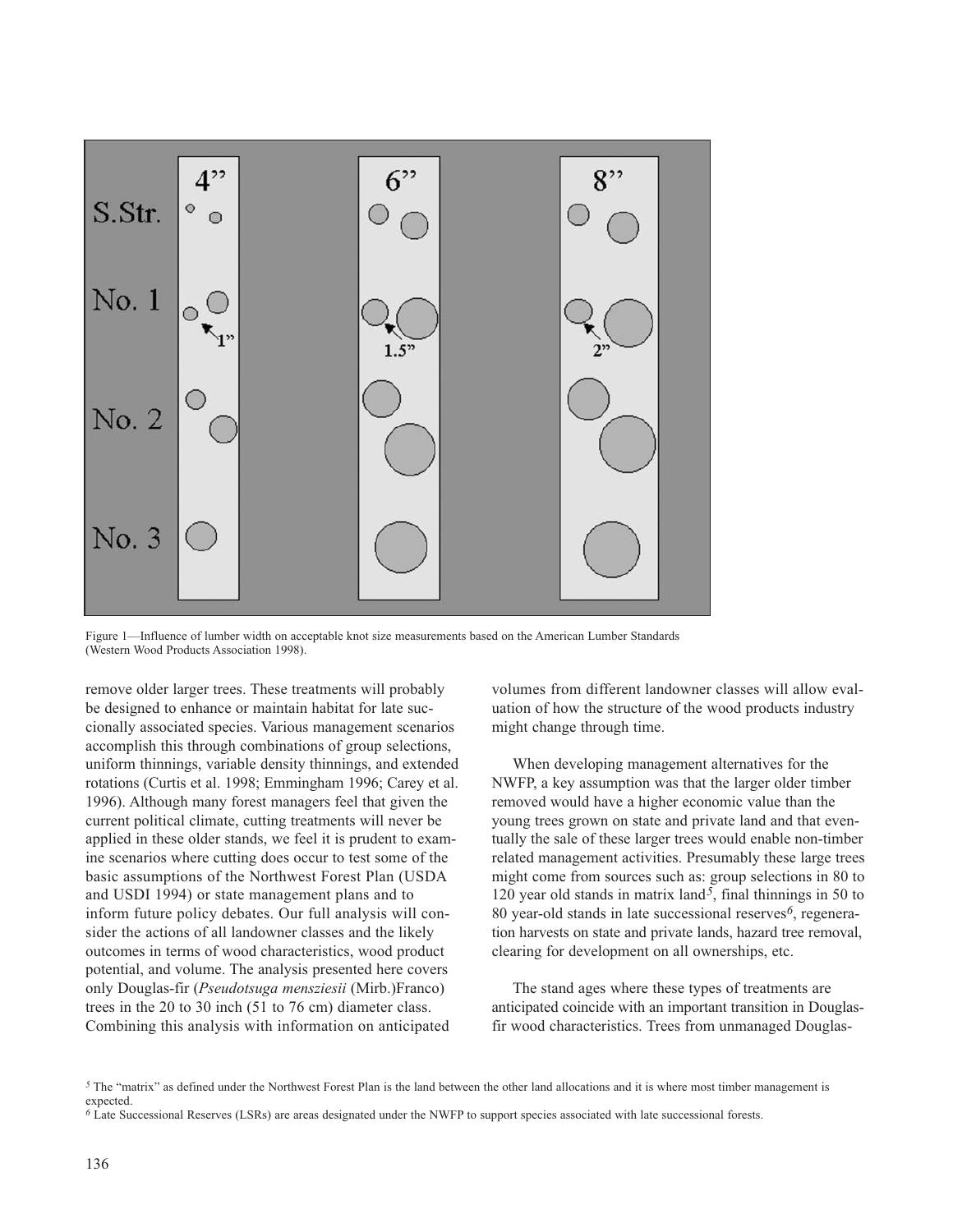Figure 1—Influence of lumber width on acceptable knot size measurements based on the American Lumber Standards (Western Wood Products Association 1998).

remove older larger trees. These treatments will probably be designed to enhance or maintain habitat for late successionally associated species. Various management scenarios accomplish this through combinations of group selections, uniform thinnings, variable density thinnings, and extended rotations (Curtis et al. 1998; Emmingham 1996; Carey et al. 1996). Although many forest managers feel that given the current political climate, cutting treatments will never be applied in these older stands, we feel it is prudent to examine scenarios where cutting does occur to test some of the basic assumptions of the Northwest Forest Plan (USDA and USDI 1994) or state management plans and to inform future policy debates. Our full analysis will consider the actions of all landowner classes and the likely outcomes in terms of wood characteristics, wood product potential, and volume. The analysis presented here covers only Douglas-fir (*Pseudotsuga mensziesii* (Mirb.)Franco) trees in the 20 to 30 inch (51 to 76 cm) diameter class. Combining this analysis with information on anticipated volumes from different landowner classes will allow evaluation of how the structure of the wood products industry might change through time.

When developing management alternatives for the NWFP, a key assumption was that the larger older timber removed would have a higher economic value than the young trees grown on state and private land and that eventually the sale of these larger trees would enable non-timber related management activities. Presumably these large trees might come from sources such as: group selections in 80 to 120 year old stands in matrix land[5], final thinnings in 50 to 80 year-old stands in late successional reserves[6], regeneration harvests on state and private lands, hazard tree removal, clearing for development on all ownerships, etc.

The stand ages where these types of treatments are anticipated coincide with an important transition in Douglas-fir wood characteristics. Trees from unmanaged Douglas-

[5] The "matrix" as defined under the Northwest Forest Plan is the land between the other land allocations and it is where most timber management is expected.

[6] Late Successional Reserves (LSRs) are areas designated under the NWFP to support species associated with late successional forests.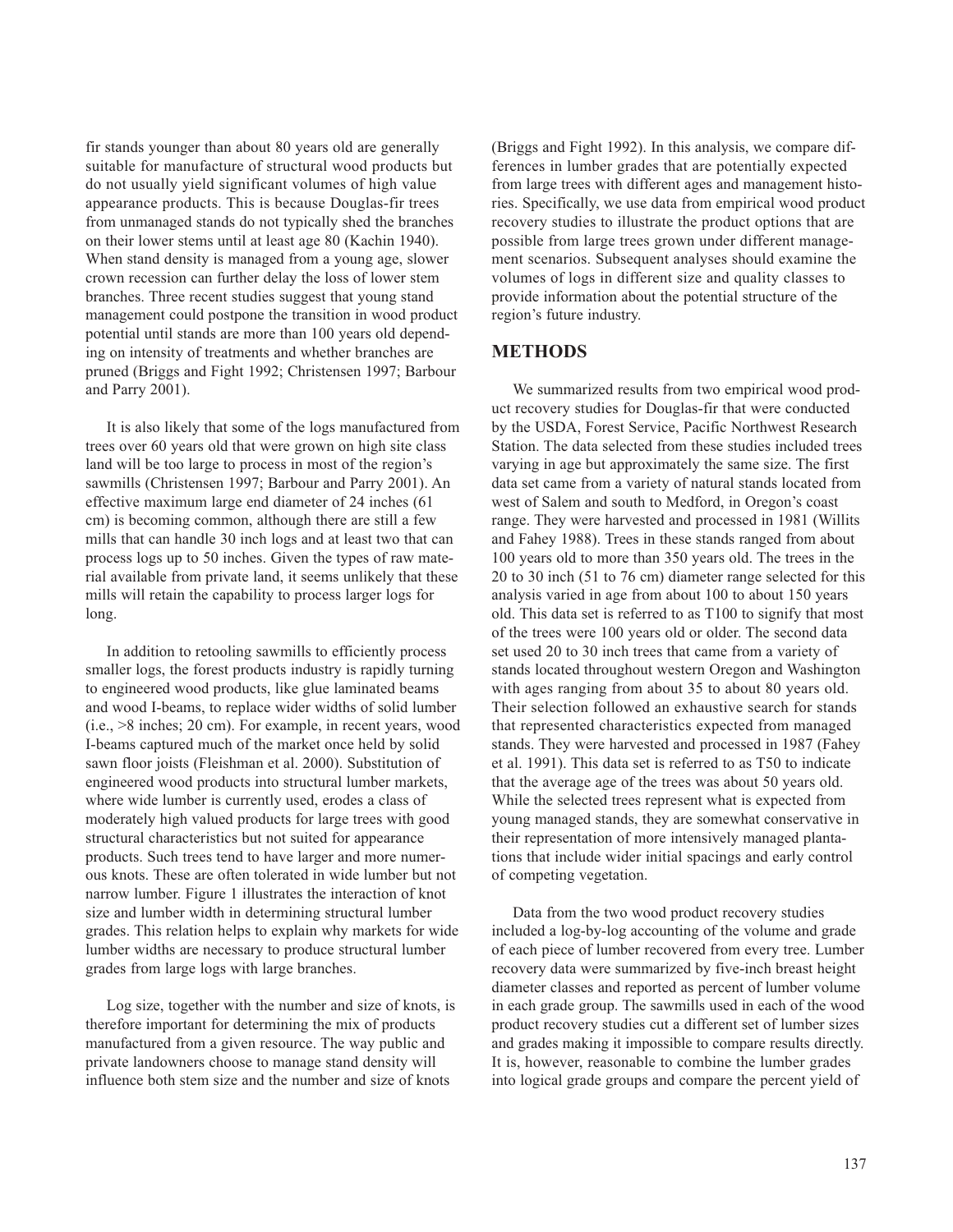fir stands younger than about 80 years old are generally suitable for manufacture of structural wood products but do not usually yield significant volumes of high value appearance products. This is because Douglas-fir trees from unmanaged stands do not typically shed the branches on their lower stems until at least age 80 (Kachin 1940). When stand density is managed from a young age, slower crown recession can further delay the loss of lower stem branches. Three recent studies suggest that young stand management could postpone the transition in wood product potential until stands are more than 100 years old depending on intensity of treatments and whether branches are pruned (Briggs and Fight 1992; Christensen 1997; Barbour and Parry 2001).

It is also likely that some of the logs manufactured from trees over 60 years old that were grown on high site class land will be too large to process in most of the region's sawmills (Christensen 1997; Barbour and Parry 2001). An effective maximum large end diameter of 24 inches (61 cm) is becoming common, although there are still a few mills that can handle 30 inch logs and at least two that can process logs up to 50 inches. Given the types of raw material available from private land, it seems unlikely that these mills will retain the capability to process larger logs for long.

In addition to retooling sawmills to efficiently process smaller logs, the forest products industry is rapidly turning to engineered wood products, like glue laminated beams and wood I-beams, to replace wider widths of solid lumber (i.e., >8 inches; 20 cm). For example, in recent years, wood I-beams captured much of the market once held by solid sawn floor joists (Fleishman et al. 2000). Substitution of engineered wood products into structural lumber markets, where wide lumber is currently used, erodes a class of moderately high valued products for large trees with good structural characteristics but not suited for appearance products. Such trees tend to have larger and more numerous knots. These are often tolerated in wide lumber but not narrow lumber. Figure 1 illustrates the interaction of knot size and lumber width in determining structural lumber grades. This relation helps to explain why markets for wide lumber widths are necessary to produce structural lumber grades from large logs with large branches.

Log size, together with the number and size of knots, is therefore important for determining the mix of products manufactured from a given resource. The way public and private landowners choose to manage stand density will influence both stem size and the number and size of knots (Briggs and Fight 1992). In this analysis, we compare differences in lumber grades that are potentially expected from large trees with different ages and management histories. Specifically, we use data from empirical wood product recovery studies to illustrate the product options that are possible from large trees grown under different management scenarios. Subsequent analyses should examine the volumes of logs in different size and quality classes to provide information about the potential structure of the region's future industry.

## METHODS

We summarized results from two empirical wood product recovery studies for Douglas-fir that were conducted by the USDA, Forest Service, Pacific Northwest Research Station. The data selected from these studies included trees varying in age but approximately the same size. The first data set came from a variety of natural stands located from west of Salem and south to Medford, in Oregon's coast range. They were harvested and processed in 1981 (Willits and Fahey 1988). Trees in these stands ranged from about 100 years old to more than 350 years old. The trees in the 20 to 30 inch (51 to 76 cm) diameter range selected for this analysis varied in age from about 100 to about 150 years old. This data set is referred to as T100 to signify that most of the trees were 100 years old or older. The second data set used 20 to 30 inch trees that came from a variety of stands located throughout western Oregon and Washington with ages ranging from about 35 to about 80 years old. Their selection followed an exhaustive search for stands that represented characteristics expected from managed stands. They were harvested and processed in 1987 (Fahey et al. 1991). This data set is referred to as T50 to indicate that the average age of the trees was about 50 years old. While the selected trees represent what is expected from young managed stands, they are somewhat conservative in their representation of more intensively managed plantations that include wider initial spacings and early control of competing vegetation.

Data from the two wood product recovery studies included a log-by-log accounting of the volume and grade of each piece of lumber recovered from every tree. Lumber recovery data were summarized by five-inch breast height diameter classes and reported as percent of lumber volume in each grade group. The sawmills used in each of the wood product recovery studies cut a different set of lumber sizes and grades making it impossible to compare results directly. It is, however, reasonable to combine the lumber grades into logical grade groups and compare the percent yield of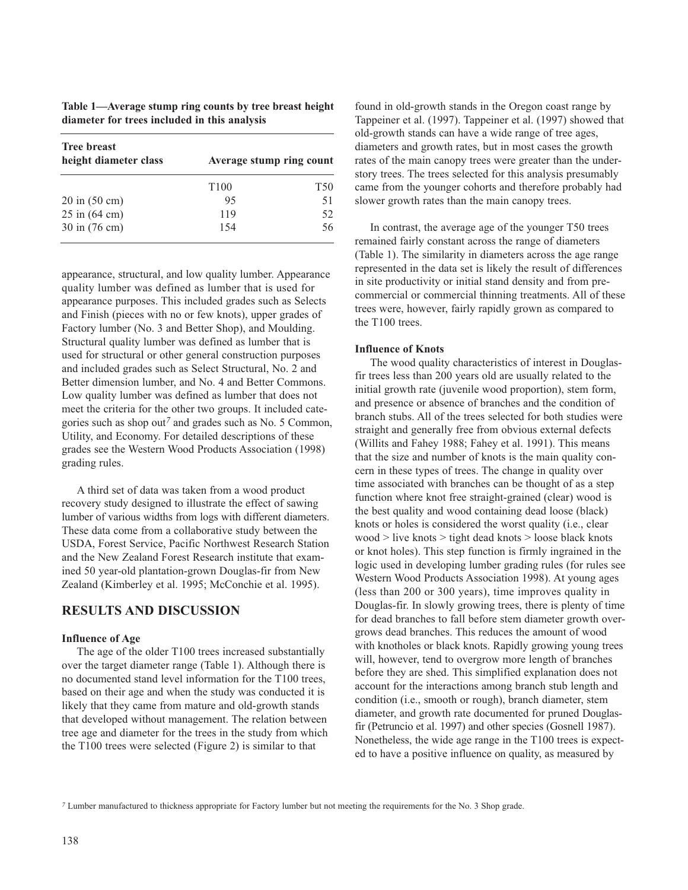**Table 1—Average stump ring counts by tree breast height diameter for trees included in this analysis**

| Tree breast height diameter class | Average stump ring count | |
|---|---|---|
| | T100 | T50 |
| 20 in (50 cm) | 95 | 51 |
| 25 in (64 cm) | 119 | 52 |
| 30 in (76 cm) | 154 | 56 |

appearance, structural, and low quality lumber. Appearance quality lumber was defined as lumber that is used for appearance purposes. This included grades such as Selects and Finish (pieces with no or few knots), upper grades of Factory lumber (No. 3 and Better Shop), and Moulding. Structural quality lumber was defined as lumber that is used for structural or other general construction purposes and included grades such as Select Structural, No. 2 and Better dimension lumber, and No. 4 and Better Commons. Low quality lumber was defined as lumber that does not meet the criteria for the other two groups. It included categories such as shop out[7] and grades such as No. 5 Common, Utility, and Economy. For detailed descriptions of these grades see the Western Wood Products Association (1998) grading rules.

A third set of data was taken from a wood product recovery study designed to illustrate the effect of sawing lumber of various widths from logs with different diameters. These data come from a collaborative study between the USDA, Forest Service, Pacific Northwest Research Station and the New Zealand Forest Research institute that examined 50 year-old plantation-grown Douglas-fir from New Zealand (Kimberley et al. 1995; McConchie et al. 1995).

## RESULTS AND DISCUSSION

### Influence of Age

The age of the older T100 trees increased substantially over the target diameter range (Table 1). Although there is no documented stand level information for the T100 trees, based on their age and when the study was conducted it is likely that they came from mature and old-growth stands that developed without management. The relation between tree age and diameter for the trees in the study from which the T100 trees were selected (Figure 2) is similar to that found in old-growth stands in the Oregon coast range by Tappeiner et al. (1997). Tappeiner et al. (1997) showed that old-growth stands can have a wide range of tree ages, diameters and growth rates, but in most cases the growth rates of the main canopy trees were greater than the understory trees. The trees selected for this analysis presumably came from the younger cohorts and therefore probably had slower growth rates than the main canopy trees.

In contrast, the average age of the younger T50 trees remained fairly constant across the range of diameters (Table 1). The similarity in diameters across the age range represented in the data set is likely the result of differences in site productivity or initial stand density and from precommercial or commercial thinning treatments. All of these trees were, however, fairly rapidly grown as compared to the T100 trees.

### Influence of Knots

The wood quality characteristics of interest in Douglas-fir trees less than 200 years old are usually related to the initial growth rate (juvenile wood proportion), stem form, and presence or absence of branches and the condition of branch stubs. All of the trees selected for both studies were straight and generally free from obvious external defects (Willits and Fahey 1988; Fahey et al. 1991). This means that the size and number of knots is the main quality concern in these types of trees. The change in quality over time associated with branches can be thought of as a step function where knot free straight-grained (clear) wood is the best quality and wood containing dead loose (black) knots or holes is considered the worst quality (i.e., clear wood > live knots > tight dead knots > loose black knots or knot holes). This step function is firmly ingrained in the logic used in developing lumber grading rules (for rules see Western Wood Products Association 1998). At young ages (less than 200 or 300 years), time improves quality in Douglas-fir. In slowly growing trees, there is plenty of time for dead branches to fall before stem diameter growth overgrows dead branches. This reduces the amount of wood with knotholes or black knots. Rapidly growing young trees will, however, tend to overgrow more length of branches before they are shed. This simplified explanation does not account for the interactions among branch stub length and condition (i.e., smooth or rough), branch diameter, stem diameter, and growth rate documented for pruned Douglas-fir (Petruncio et al. 1997) and other species (Gosnell 1987). Nonetheless, the wide age range in the T100 trees is expected to have a positive influence on quality, as measured by

[7] Lumber manufactured to thickness appropriate for Factory lumber but not meeting the requirements for the No. 3 Shop grade.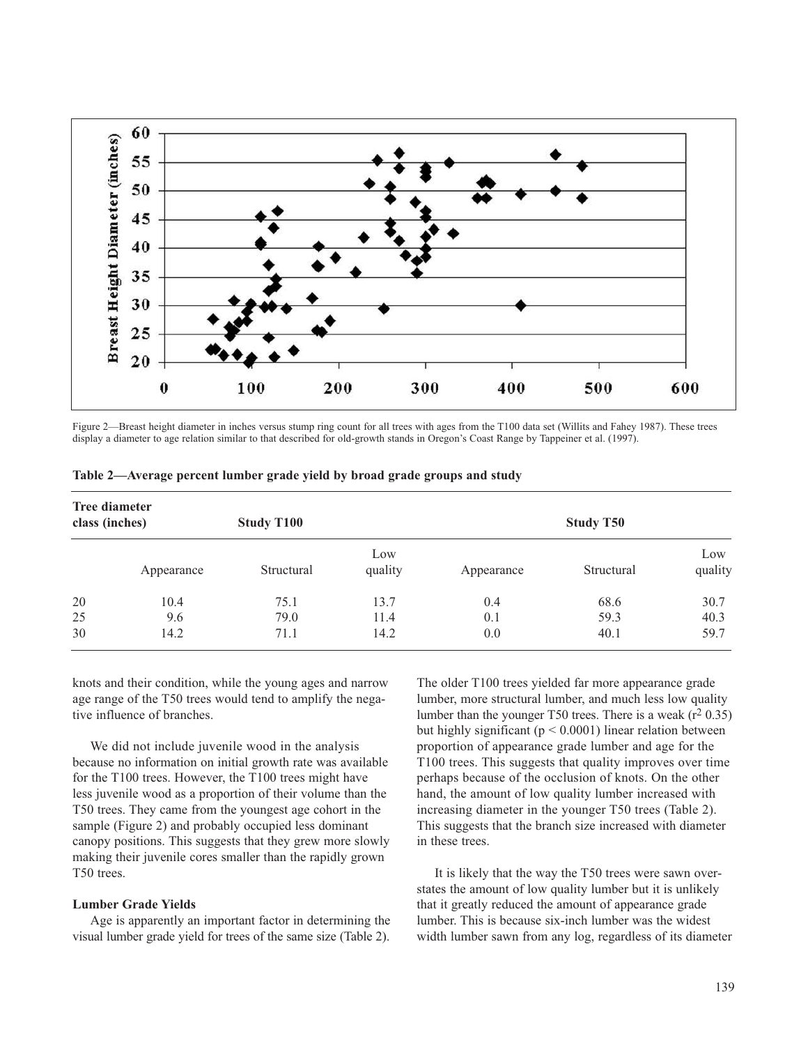Figure 2—Breast height diameter in inches versus stump ring count for all trees with ages from the T100 data set (Willits and Fahey 1987). These trees display a diameter to age relation similar to that described for old-growth stands in Oregon's Coast Range by Tappeiner et al. (1997).

**Table 2—Average percent lumber grade yield by broad grade groups and study**

| Tree diameter class (inches) | Study T100 | | | Study T50 | | |
|---|---|---|---|---|---|---|
| | Appearance | Structural | Low quality | Appearance | Structural | Low quality |
| 20 | 10.4 | 75.1 | 13.7 | 0.4 | 68.6 | 30.7 |
| 25 | 9.6 | 79.0 | 11.4 | 0.1 | 59.3 | 40.3 |
| 30 | 14.2 | 71.1 | 14.2 | 0.0 | 40.1 | 59.7 |

knots and their condition, while the young ages and narrow age range of the T50 trees would tend to amplify the negative influence of branches.

We did not include juvenile wood in the analysis because no information on initial growth rate was available for the T100 trees. However, the T100 trees might have less juvenile wood as a proportion of their volume than the T50 trees. They came from the youngest age cohort in the sample (Figure 2) and probably occupied less dominant canopy positions. This suggests that they grew more slowly making their juvenile cores smaller than the rapidly grown T50 trees.

### Lumber Grade Yields

Age is apparently an important factor in determining the visual lumber grade yield for trees of the same size (Table 2). The older T100 trees yielded far more appearance grade lumber, more structural lumber, and much less low quality lumber than the younger T50 trees. There is a weak ($r^2$ 0.35) but highly significant ($p < 0.0001$) linear relation between proportion of appearance grade lumber and age for the T100 trees. This suggests that quality improves over time perhaps because of the occlusion of knots. On the other hand, the amount of low quality lumber increased with increasing diameter in the younger T50 trees (Table 2). This suggests that the branch size increased with diameter in these trees.

It is likely that the way the T50 trees were sawn overstates the amount of low quality lumber but it is unlikely that it greatly reduced the amount of appearance grade lumber. This is because six-inch lumber was the widest width lumber sawn from any log, regardless of its diameter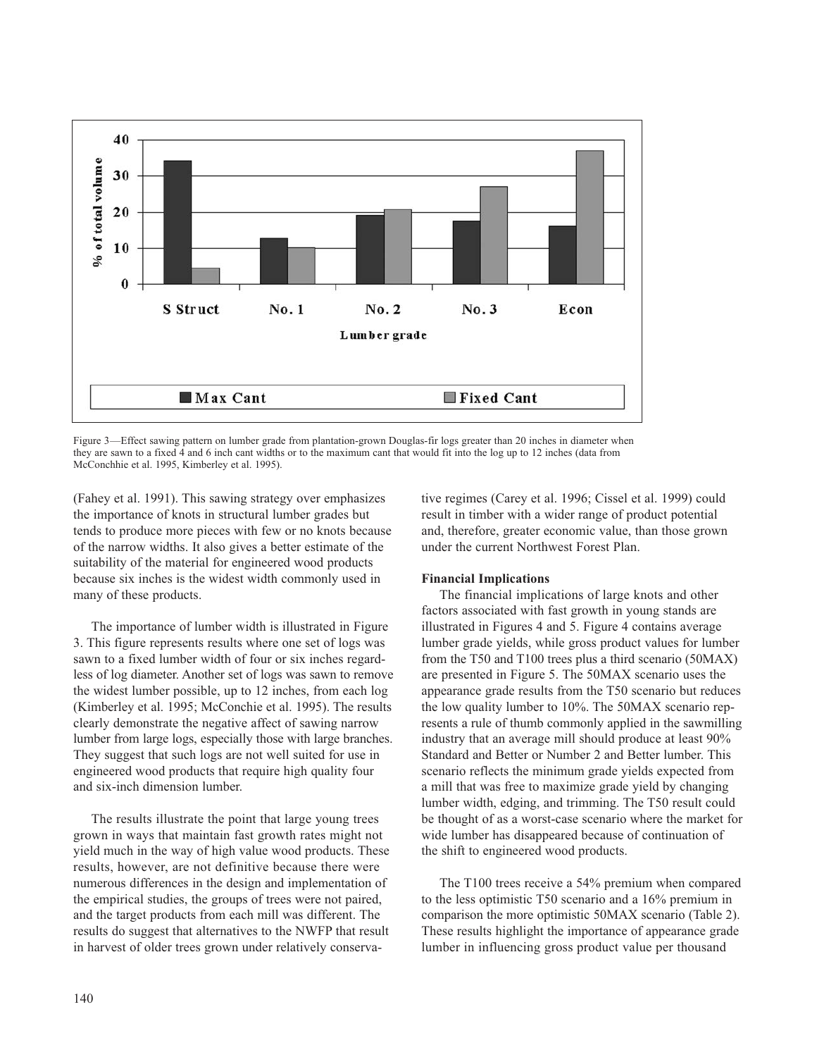Figure 3—Effect sawing pattern on lumber grade from plantation-grown Douglas-fir logs greater than 20 inches in diameter when they are sawn to a fixed 4 and 6 inch cant widths or to the maximum cant that would fit into the log up to 12 inches (data from McConchhie et al. 1995, Kimberley et al. 1995).

(Fahey et al. 1991). This sawing strategy over emphasizes the importance of knots in structural lumber grades but tends to produce more pieces with few or no knots because of the narrow widths. It also gives a better estimate of the suitability of the material for engineered wood products because six inches is the widest width commonly used in many of these products.

The importance of lumber width is illustrated in Figure 3. This figure represents results where one set of logs was sawn to a fixed lumber width of four or six inches regardless of log diameter. Another set of logs was sawn to remove the widest lumber possible, up to 12 inches, from each log (Kimberley et al. 1995; McConchie et al. 1995). The results clearly demonstrate the negative affect of sawing narrow lumber from large logs, especially those with large branches. They suggest that such logs are not well suited for use in engineered wood products that require high quality four and six-inch dimension lumber.

The results illustrate the point that large young trees grown in ways that maintain fast growth rates might not yield much in the way of high value wood products. These results, however, are not definitive because there were numerous differences in the design and implementation of the empirical studies, the groups of trees were not paired, and the target products from each mill was different. The results do suggest that alternatives to the NWFP that result in harvest of older trees grown under relatively conservative regimes (Carey et al. 1996; Cissel et al. 1999) could result in timber with a wider range of product potential and, therefore, greater economic value, than those grown under the current Northwest Forest Plan.

**Financial Implications**

The financial implications of large knots and other factors associated with fast growth in young stands are illustrated in Figures 4 and 5. Figure 4 contains average lumber grade yields, while gross product values for lumber from the T50 and T100 trees plus a third scenario (50MAX) are presented in Figure 5. The 50MAX scenario uses the appearance grade results from the T50 scenario but reduces the low quality lumber to 10%. The 50MAX scenario represents a rule of thumb commonly applied in the sawmilling industry that an average mill should produce at least 90% Standard and Better or Number 2 and Better lumber. This scenario reflects the minimum grade yields expected from a mill that was free to maximize grade yield by changing lumber width, edging, and trimming. The T50 result could be thought of as a worst-case scenario where the market for wide lumber has disappeared because of continuation of the shift to engineered wood products.

The T100 trees receive a 54% premium when compared to the less optimistic T50 scenario and a 16% premium in comparison the more optimistic 50MAX scenario (Table 2). These results highlight the importance of appearance grade lumber in influencing gross product value per thousand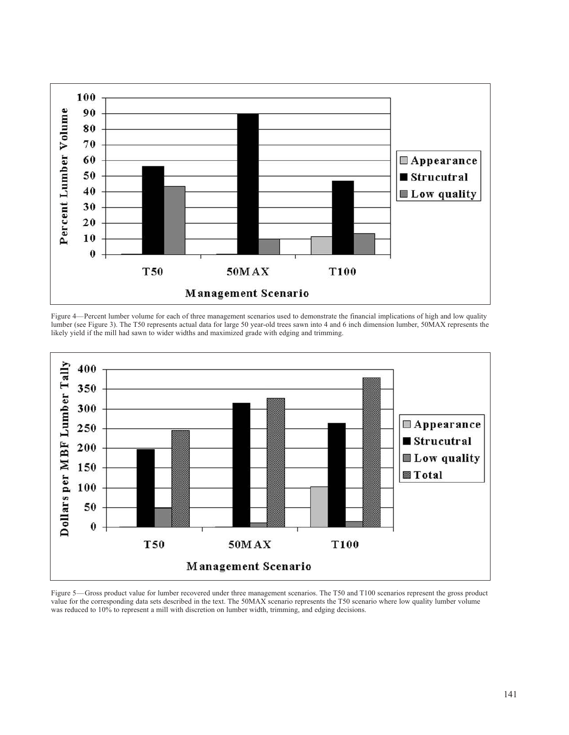Figure 4—Percent lumber volume for each of three management scenarios used to demonstrate the financial implications of high and low quality lumber (see Figure 3). The T50 represents actual data for large 50 year-old trees sawn into 4 and 6 inch dimension lumber, 50MAX represents the likely yield if the mill had sawn to wider widths and maximized grade with edging and trimming.

Figure 5—Gross product value for lumber recovered under three management scenarios. The T50 and T100 scenarios represent the gross product value for the corresponding data sets described in the text. The 50MAX scenario represents the T50 scenario where low quality lumber volume was reduced to 10% to represent a mill with discretion on lumber width, trimming, and edging decisions.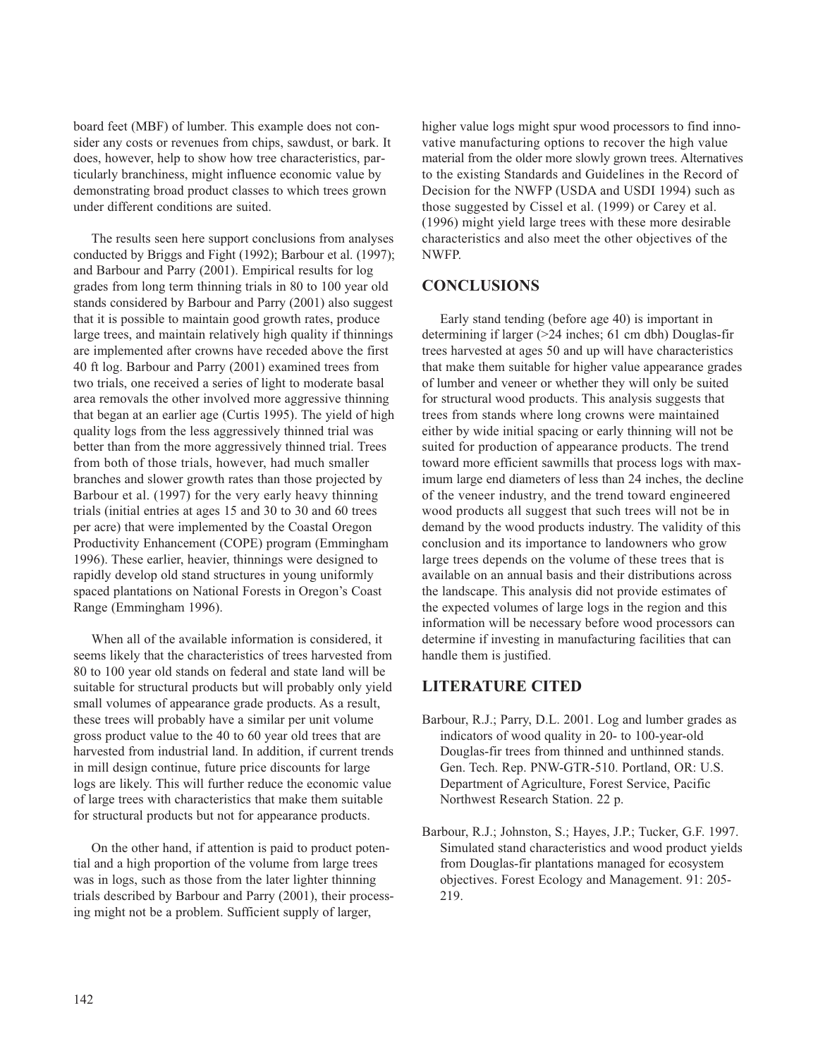board feet (MBF) of lumber. This example does not consider any costs or revenues from chips, sawdust, or bark. It does, however, help to show how tree characteristics, particularly branchiness, might influence economic value by demonstrating broad product classes to which trees grown under different conditions are suited.

The results seen here support conclusions from analyses conducted by Briggs and Fight (1992); Barbour et al. (1997); and Barbour and Parry (2001). Empirical results for log grades from long term thinning trials in 80 to 100 year old stands considered by Barbour and Parry (2001) also suggest that it is possible to maintain good growth rates, produce large trees, and maintain relatively high quality if thinnings are implemented after crowns have receded above the first 40 ft log. Barbour and Parry (2001) examined trees from two trials, one received a series of light to moderate basal area removals the other involved more aggressive thinning that began at an earlier age (Curtis 1995). The yield of high quality logs from the less aggressively thinned trial was better than from the more aggressively thinned trial. Trees from both of those trials, however, had much smaller branches and slower growth rates than those projected by Barbour et al. (1997) for the very early heavy thinning trials (initial entries at ages 15 and 30 to 30 and 60 trees per acre) that were implemented by the Coastal Oregon Productivity Enhancement (COPE) program (Emmingham 1996). These earlier, heavier, thinnings were designed to rapidly develop old stand structures in young uniformly spaced plantations on National Forests in Oregon's Coast Range (Emmingham 1996).

When all of the available information is considered, it seems likely that the characteristics of trees harvested from 80 to 100 year old stands on federal and state land will be suitable for structural products but will probably only yield small volumes of appearance grade products. As a result, these trees will probably have a similar per unit volume gross product value to the 40 to 60 year old trees that are harvested from industrial land. In addition, if current trends in mill design continue, future price discounts for large logs are likely. This will further reduce the economic value of large trees with characteristics that make them suitable for structural products but not for appearance products.

On the other hand, if attention is paid to product potential and a high proportion of the volume from large trees was in logs, such as those from the later lighter thinning trials described by Barbour and Parry (2001), their processing might not be a problem. Sufficient supply of larger, higher value logs might spur wood processors to find innovative manufacturing options to recover the high value material from the older more slowly grown trees. Alternatives to the existing Standards and Guidelines in the Record of Decision for the NWFP (USDA and USDI 1994) such as those suggested by Cissel et al. (1999) or Carey et al. (1996) might yield large trees with these more desirable characteristics and also meet the other objectives of the NWFP.

## CONCLUSIONS

Early stand tending (before age 40) is important in determining if larger (>24 inches; 61 cm dbh) Douglas-fir trees harvested at ages 50 and up will have characteristics that make them suitable for higher value appearance grades of lumber and veneer or whether they will only be suited for structural wood products. This analysis suggests that trees from stands where long crowns were maintained either by wide initial spacing or early thinning will not be suited for production of appearance products. The trend toward more efficient sawmills that process logs with maximum large end diameters of less than 24 inches, the decline of the veneer industry, and the trend toward engineered wood products all suggest that such trees will not be in demand by the wood products industry. The validity of this conclusion and its importance to landowners who grow large trees depends on the volume of these trees that is available on an annual basis and their distributions across the landscape. This analysis did not provide estimates of the expected volumes of large logs in the region and this information will be necessary before wood processors can determine if investing in manufacturing facilities that can handle them is justified.

## LITERATURE CITED

Barbour, R.J.; Parry, D.L. 2001. Log and lumber grades as indicators of wood quality in 20- to 100-year-old Douglas-fir trees from thinned and unthinned stands. Gen. Tech. Rep. PNW-GTR-510. Portland, OR: U.S. Department of Agriculture, Forest Service, Pacific Northwest Research Station. 22 p.

Barbour, R.J.; Johnston, S.; Hayes, J.P.; Tucker, G.F. 1997. Simulated stand characteristics and wood product yields from Douglas-fir plantations managed for ecosystem objectives. Forest Ecology and Management. 91: 205-219.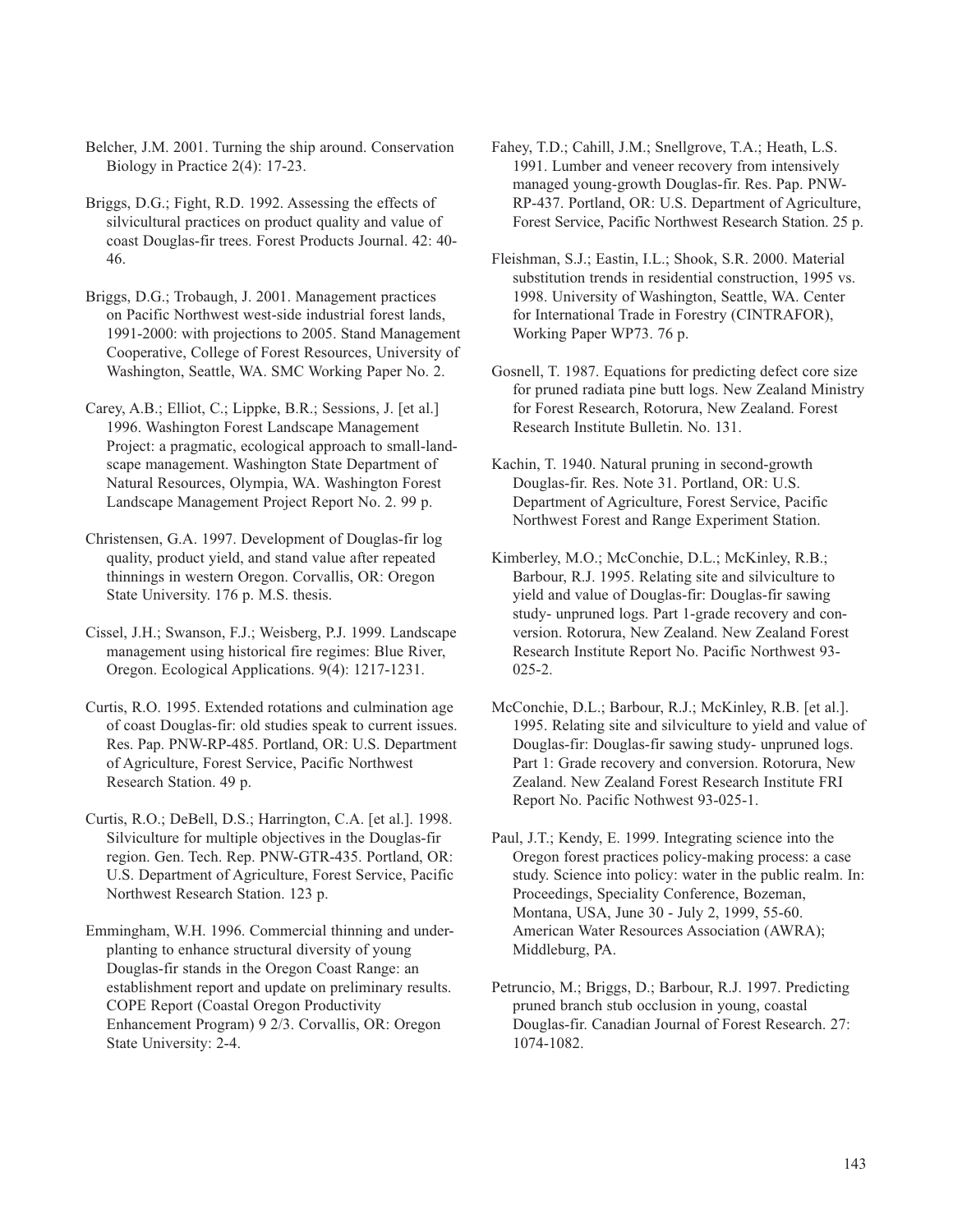Belcher, J.M. 2001. Turning the ship around. Conservation Biology in Practice 2(4): 17-23.

Briggs, D.G.; Fight, R.D. 1992. Assessing the effects of silvicultural practices on product quality and value of coast Douglas-fir trees. Forest Products Journal. 42: 40-46.

Briggs, D.G.; Trobaugh, J. 2001. Management practices on Pacific Northwest west-side industrial forest lands, 1991-2000: with projections to 2005. Stand Management Cooperative, College of Forest Resources, University of Washington, Seattle, WA. SMC Working Paper No. 2.

Carey, A.B.; Elliot, C.; Lippke, B.R.; Sessions, J. [et al.] 1996. Washington Forest Landscape Management Project: a pragmatic, ecological approach to small-landscape management. Washington State Department of Natural Resources, Olympia, WA. Washington Forest Landscape Management Project Report No. 2. 99 p.

Christensen, G.A. 1997. Development of Douglas-fir log quality, product yield, and stand value after repeated thinnings in western Oregon. Corvallis, OR: Oregon State University. 176 p. M.S. thesis.

Cissel, J.H.; Swanson, F.J.; Weisberg, P.J. 1999. Landscape management using historical fire regimes: Blue River, Oregon. Ecological Applications. 9(4): 1217-1231.

Curtis, R.O. 1995. Extended rotations and culmination age of coast Douglas-fir: old studies speak to current issues. Res. Pap. PNW-RP-485. Portland, OR: U.S. Department of Agriculture, Forest Service, Pacific Northwest Research Station. 49 p.

Curtis, R.O.; DeBell, D.S.; Harrington, C.A. [et al.]. 1998. Silviculture for multiple objectives in the Douglas-fir region. Gen. Tech. Rep. PNW-GTR-435. Portland, OR: U.S. Department of Agriculture, Forest Service, Pacific Northwest Research Station. 123 p.

Emmingham, W.H. 1996. Commercial thinning and underplanting to enhance structural diversity of young Douglas-fir stands in the Oregon Coast Range: an establishment report and update on preliminary results. COPE Report (Coastal Oregon Productivity Enhancement Program) 9 2/3. Corvallis, OR: Oregon State University: 2-4.

Fahey, T.D.; Cahill, J.M.; Snellgrove, T.A.; Heath, L.S. 1991. Lumber and veneer recovery from intensively managed young-growth Douglas-fir. Res. Pap. PNW-RP-437. Portland, OR: U.S. Department of Agriculture, Forest Service, Pacific Northwest Research Station. 25 p.

Fleishman, S.J.; Eastin, I.L.; Shook, S.R. 2000. Material substitution trends in residential construction, 1995 vs. 1998. University of Washington, Seattle, WA. Center for International Trade in Forestry (CINTRAFOR), Working Paper WP73. 76 p.

Gosnell, T. 1987. Equations for predicting defect core size for pruned radiata pine butt logs. New Zealand Ministry for Forest Research, Rotorura, New Zealand. Forest Research Institute Bulletin. No. 131.

Kachin, T. 1940. Natural pruning in second-growth Douglas-fir. Res. Note 31. Portland, OR: U.S. Department of Agriculture, Forest Service, Pacific Northwest Forest and Range Experiment Station.

Kimberley, M.O.; McConchie, D.L.; McKinley, R.B.; Barbour, R.J. 1995. Relating site and silviculture to yield and value of Douglas-fir: Douglas-fir sawing study- unpruned logs. Part 1-grade recovery and conversion. Rotorura, New Zealand. New Zealand Forest Research Institute Report No. Pacific Northwest 93-025-2.

McConchie, D.L.; Barbour, R.J.; McKinley, R.B. [et al.]. 1995. Relating site and silviculture to yield and value of Douglas-fir: Douglas-fir sawing study- unpruned logs. Part 1: Grade recovery and conversion. Rotorura, New Zealand. New Zealand Forest Research Institute FRI Report No. Pacific Nothwest 93-025-1.

Paul, J.T.; Kendy, E. 1999. Integrating science into the Oregon forest practices policy-making process: a case study. Science into policy: water in the public realm. In: Proceedings, Speciality Conference, Bozeman, Montana, USA, June 30 - July 2, 1999, 55-60. American Water Resources Association (AWRA); Middleburg, PA.

Petruncio, M.; Briggs, D.; Barbour, R.J. 1997. Predicting pruned branch stub occlusion in young, coastal Douglas-fir. Canadian Journal of Forest Research. 27: 1074-1082.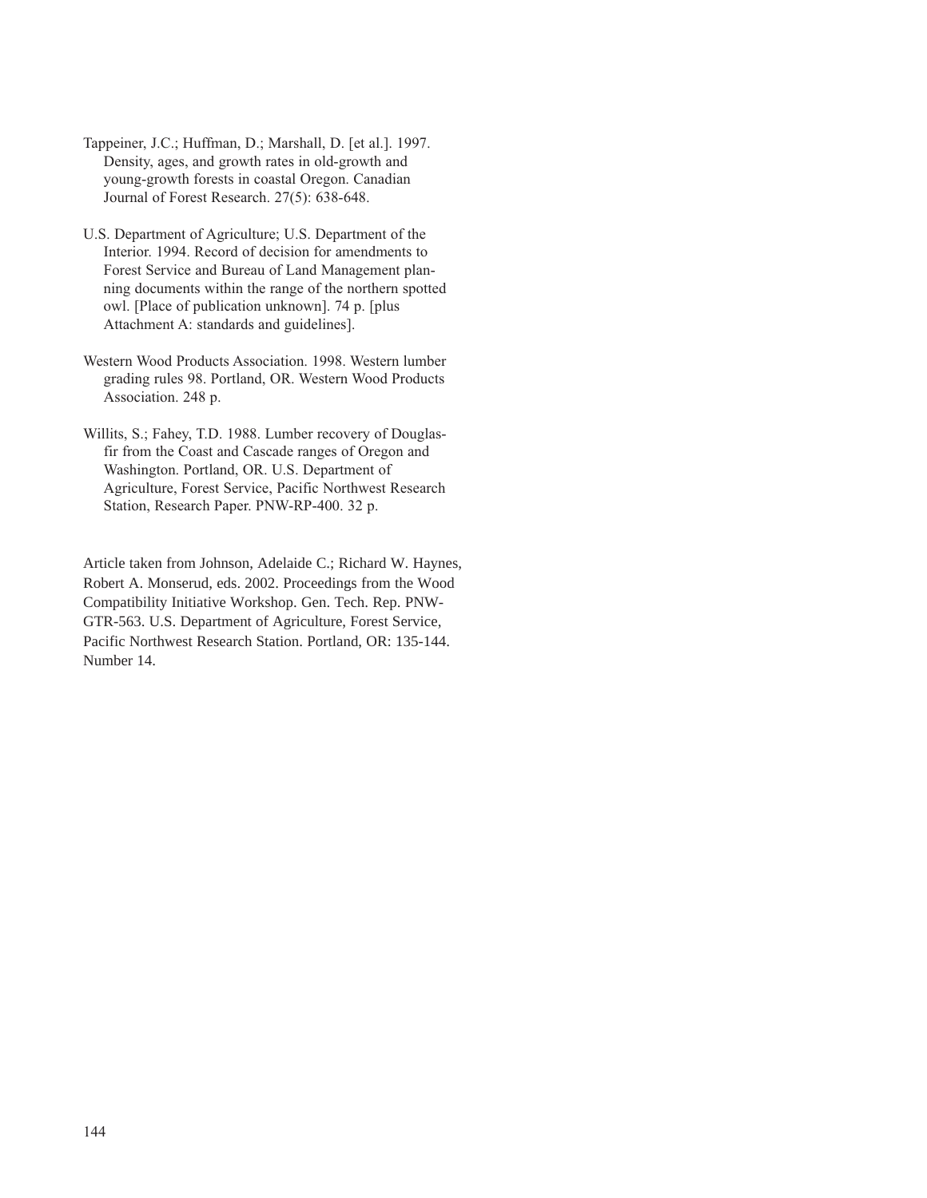Tappeiner, J.C.; Huffman, D.; Marshall, D. [et al.]. 1997. Density, ages, and growth rates in old-growth and young-growth forests in coastal Oregon. Canadian Journal of Forest Research. 27(5): 638-648.

U.S. Department of Agriculture; U.S. Department of the Interior. 1994. Record of decision for amendments to Forest Service and Bureau of Land Management planning documents within the range of the northern spotted owl. [Place of publication unknown]. 74 p. [plus Attachment A: standards and guidelines].

Western Wood Products Association. 1998. Western lumber grading rules 98. Portland, OR. Western Wood Products Association. 248 p.

Willits, S.; Fahey, T.D. 1988. Lumber recovery of Douglas-fir from the Coast and Cascade ranges of Oregon and Washington. Portland, OR. U.S. Department of Agriculture, Forest Service, Pacific Northwest Research Station, Research Paper. PNW-RP-400. 32 p.

Article taken from Johnson, Adelaide C.; Richard W. Haynes, Robert A. Monserud, eds. 2002. Proceedings from the Wood Compatibility Initiative Workshop. Gen. Tech. Rep. PNW-GTR-563. U.S. Department of Agriculture, Forest Service, Pacific Northwest Research Station. Portland, OR: 135-144. Number 14.